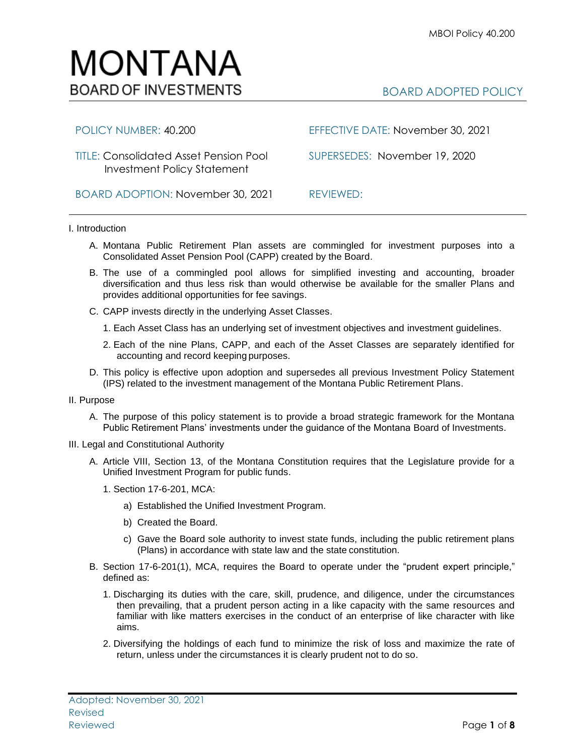# MONTANA
## BOARD OF INVESTMENTS

BOARD ADOPTED POLICY

| | |
|---|---|
| POLICY NUMBER: 40.200 | EFFECTIVE DATE: November 30, 2021 |
| TITLE: Consolidated Asset Pension Pool Investment Policy Statement | SUPERSEDES: November 19, 2020 |
| BOARD ADOPTION: November 30, 2021 | REVIEWED: |

I. Introduction

A. Montana Public Retirement Plan assets are commingled for investment purposes into a Consolidated Asset Pension Pool (CAPP) created by the Board.

B. The use of a commingled pool allows for simplified investing and accounting, broader diversification and thus less risk than would otherwise be available for the smaller Plans and provides additional opportunities for fee savings.

C. CAPP invests directly in the underlying Asset Classes.

1. Each Asset Class has an underlying set of investment objectives and investment guidelines.

2. Each of the nine Plans, CAPP, and each of the Asset Classes are separately identified for accounting and record keeping purposes.

D. This policy is effective upon adoption and supersedes all previous Investment Policy Statement (IPS) related to the investment management of the Montana Public Retirement Plans.

II. Purpose

A. The purpose of this policy statement is to provide a broad strategic framework for the Montana Public Retirement Plans' investments under the guidance of the Montana Board of Investments.

III. Legal and Constitutional Authority

A. Article VIII, Section 13, of the Montana Constitution requires that the Legislature provide for a Unified Investment Program for public funds.

1. Section 17-6-201, MCA:

a) Established the Unified Investment Program.

b) Created the Board.

c) Gave the Board sole authority to invest state funds, including the public retirement plans (Plans) in accordance with state law and the state constitution.

B. Section 17-6-201(1), MCA, requires the Board to operate under the "prudent expert principle," defined as:

1. Discharging its duties with the care, skill, prudence, and diligence, under the circumstances then prevailing, that a prudent person acting in a like capacity with the same resources and familiar with like matters exercises in the conduct of an enterprise of like character with like aims.

2. Diversifying the holdings of each fund to minimize the risk of loss and maximize the rate of return, unless under the circumstances it is clearly prudent not to do so.

Adopted: November 30, 2021
Revised
Reviewed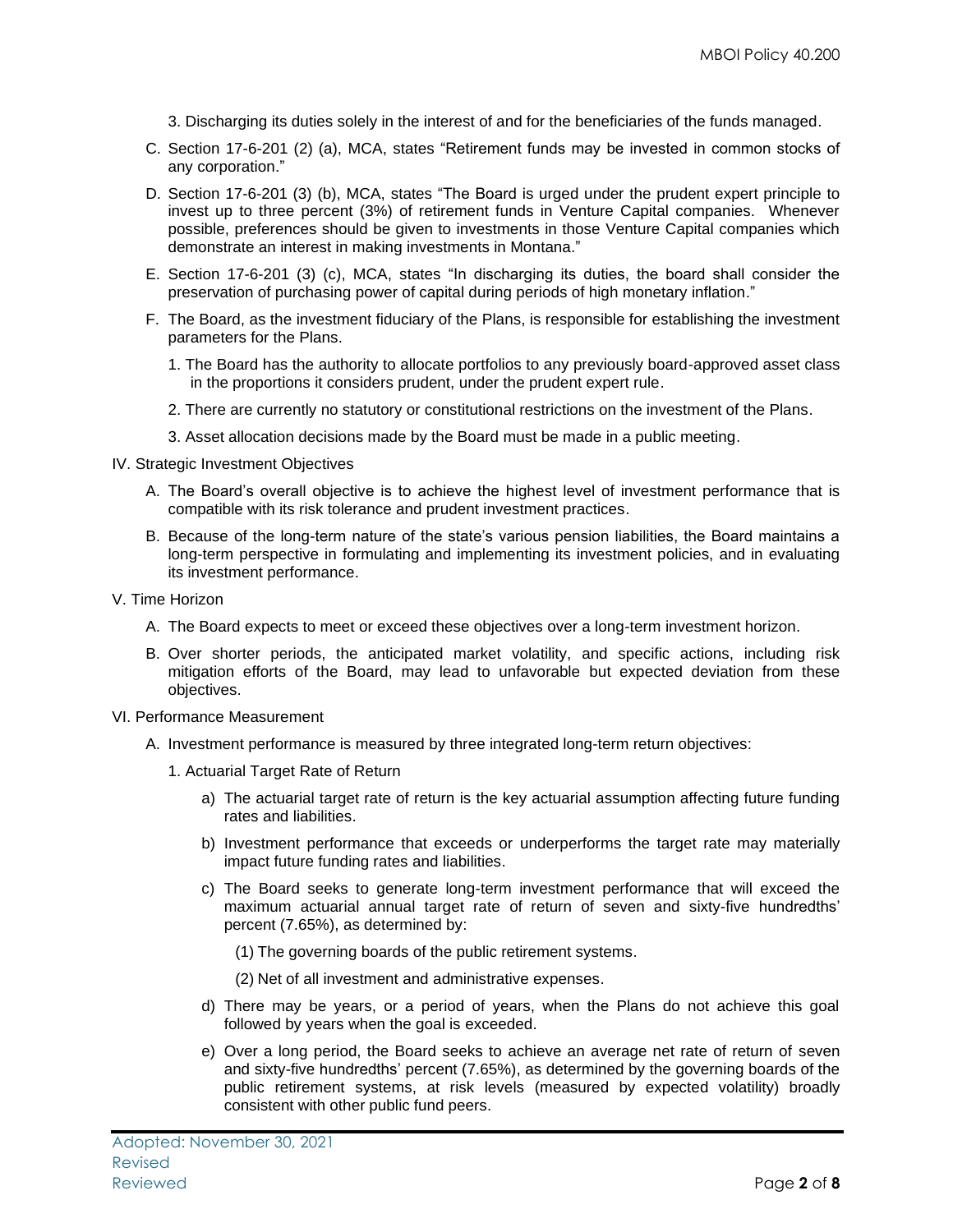3. Discharging its duties solely in the interest of and for the beneficiaries of the funds managed.

C. Section 17-6-201 (2) (a), MCA, states "Retirement funds may be invested in common stocks of any corporation."

D. Section 17-6-201 (3) (b), MCA, states "The Board is urged under the prudent expert principle to invest up to three percent (3%) of retirement funds in Venture Capital companies. Whenever possible, preferences should be given to investments in those Venture Capital companies which demonstrate an interest in making investments in Montana."

E. Section 17-6-201 (3) (c), MCA, states "In discharging its duties, the board shall consider the preservation of purchasing power of capital during periods of high monetary inflation."

F. The Board, as the investment fiduciary of the Plans, is responsible for establishing the investment parameters for the Plans.

   1. The Board has the authority to allocate portfolios to any previously board-approved asset class in the proportions it considers prudent, under the prudent expert rule.

   2. There are currently no statutory or constitutional restrictions on the investment of the Plans.

   3. Asset allocation decisions made by the Board must be made in a public meeting.

## IV. Strategic Investment Objectives

A. The Board's overall objective is to achieve the highest level of investment performance that is compatible with its risk tolerance and prudent investment practices.

B. Because of the long-term nature of the state's various pension liabilities, the Board maintains a long-term perspective in formulating and implementing its investment policies, and in evaluating its investment performance.

## V. Time Horizon

A. The Board expects to meet or exceed these objectives over a long-term investment horizon.

B. Over shorter periods, the anticipated market volatility, and specific actions, including risk mitigation efforts of the Board, may lead to unfavorable but expected deviation from these objectives.

## VI. Performance Measurement

A. Investment performance is measured by three integrated long-term return objectives:

   1. Actuarial Target Rate of Return

      a) The actuarial target rate of return is the key actuarial assumption affecting future funding rates and liabilities.

      b) Investment performance that exceeds or underperforms the target rate may materially impact future funding rates and liabilities.

      c) The Board seeks to generate long-term investment performance that will exceed the maximum actuarial annual target rate of return of seven and sixty-five hundredths' percent (7.65%), as determined by:

         (1) The governing boards of the public retirement systems.

         (2) Net of all investment and administrative expenses.

      d) There may be years, or a period of years, when the Plans do not achieve this goal followed by years when the goal is exceeded.

      e) Over a long period, the Board seeks to achieve an average net rate of return of seven and sixty-five hundredths' percent (7.65%), as determined by the governing boards of the public retirement systems, at risk levels (measured by expected volatility) broadly consistent with other public fund peers.

Adopted: November 30, 2021
Revised
Reviewed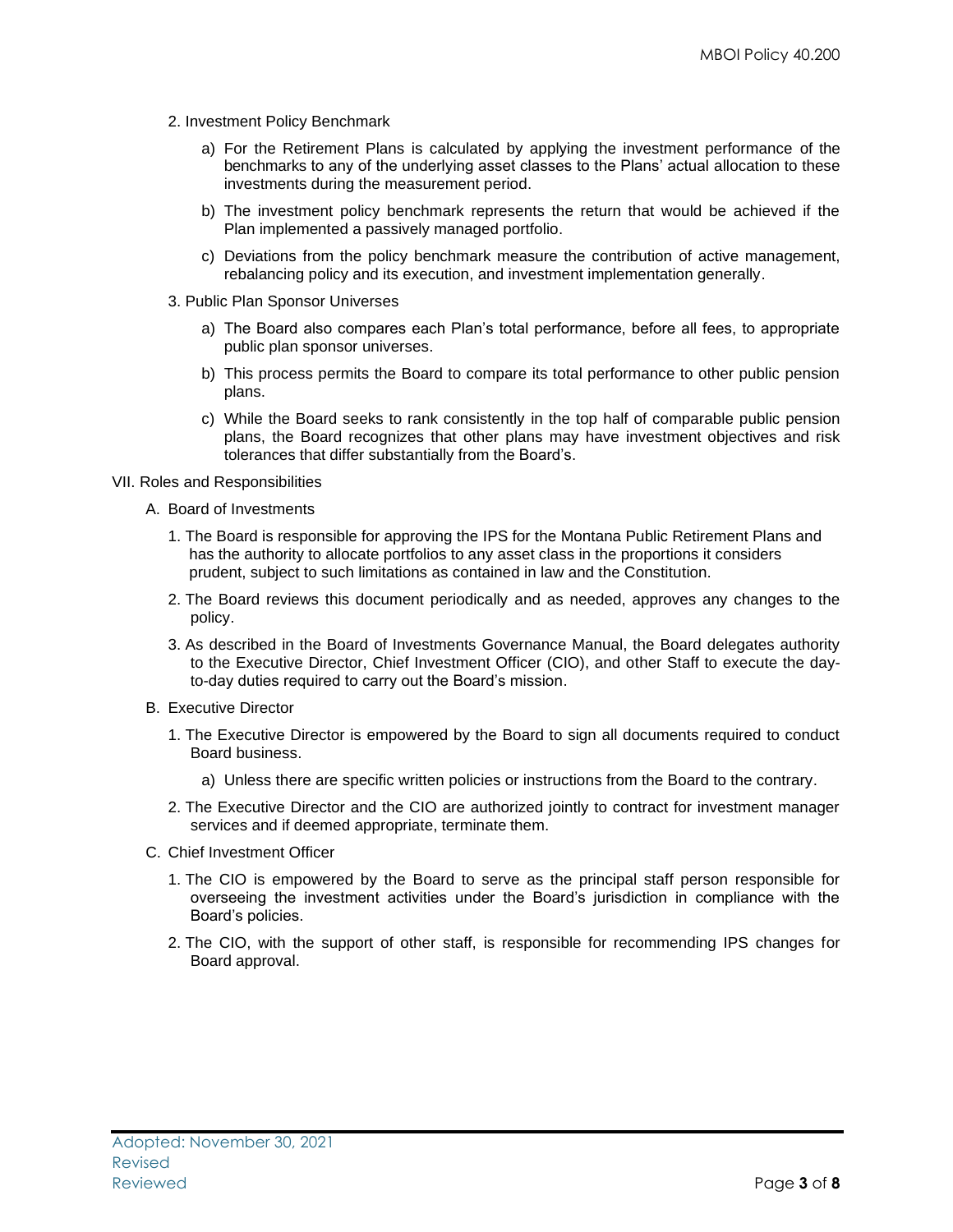2. Investment Policy Benchmark

   a) For the Retirement Plans is calculated by applying the investment performance of the benchmarks to any of the underlying asset classes to the Plans' actual allocation to these investments during the measurement period.

   b) The investment policy benchmark represents the return that would be achieved if the Plan implemented a passively managed portfolio.

   c) Deviations from the policy benchmark measure the contribution of active management, rebalancing policy and its execution, and investment implementation generally.

3. Public Plan Sponsor Universes

   a) The Board also compares each Plan's total performance, before all fees, to appropriate public plan sponsor universes.

   b) This process permits the Board to compare its total performance to other public pension plans.

   c) While the Board seeks to rank consistently in the top half of comparable public pension plans, the Board recognizes that other plans may have investment objectives and risk tolerances that differ substantially from the Board's.

## VII. Roles and Responsibilities

### A. Board of Investments

1. The Board is responsible for approving the IPS for the Montana Public Retirement Plans and has the authority to allocate portfolios to any asset class in the proportions it considers prudent, subject to such limitations as contained in law and the Constitution.

2. The Board reviews this document periodically and as needed, approves any changes to the policy.

3. As described in the Board of Investments Governance Manual, the Board delegates authority to the Executive Director, Chief Investment Officer (CIO), and other Staff to execute the day-to-day duties required to carry out the Board's mission.

### B. Executive Director

1. The Executive Director is empowered by the Board to sign all documents required to conduct Board business.

   a) Unless there are specific written policies or instructions from the Board to the contrary.

2. The Executive Director and the CIO are authorized jointly to contract for investment manager services and if deemed appropriate, terminate them.

### C. Chief Investment Officer

1. The CIO is empowered by the Board to serve as the principal staff person responsible for overseeing the investment activities under the Board's jurisdiction in compliance with the Board's policies.

2. The CIO, with the support of other staff, is responsible for recommending IPS changes for Board approval.

Adopted: November 30, 2021
Revised
Reviewed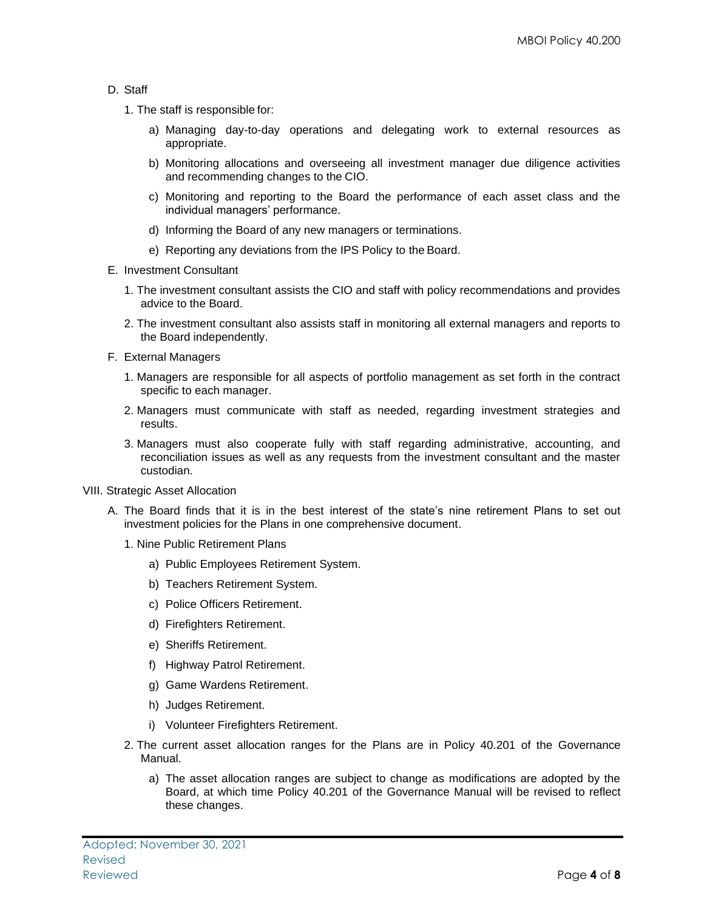D. Staff

1. The staff is responsible for:

    a) Managing day-to-day operations and delegating work to external resources as appropriate.

    b) Monitoring allocations and overseeing all investment manager due diligence activities and recommending changes to the CIO.

    c) Monitoring and reporting to the Board the performance of each asset class and the individual managers' performance.

    d) Informing the Board of any new managers or terminations.

    e) Reporting any deviations from the IPS Policy to the Board.

E. Investment Consultant

1. The investment consultant assists the CIO and staff with policy recommendations and provides advice to the Board.

2. The investment consultant also assists staff in monitoring all external managers and reports to the Board independently.

F. External Managers

1. Managers are responsible for all aspects of portfolio management as set forth in the contract specific to each manager.

2. Managers must communicate with staff as needed, regarding investment strategies and results.

3. Managers must also cooperate fully with staff regarding administrative, accounting, and reconciliation issues as well as any requests from the investment consultant and the master custodian.

VIII. Strategic Asset Allocation

A. The Board finds that it is in the best interest of the state's nine retirement Plans to set out investment policies for the Plans in one comprehensive document.

1. Nine Public Retirement Plans

    a) Public Employees Retirement System.

    b) Teachers Retirement System.

    c) Police Officers Retirement.

    d) Firefighters Retirement.

    e) Sheriffs Retirement.

    f) Highway Patrol Retirement.

    g) Game Wardens Retirement.

    h) Judges Retirement.

    i) Volunteer Firefighters Retirement.

2. The current asset allocation ranges for the Plans are in Policy 40.201 of the Governance Manual.

    a) The asset allocation ranges are subject to change as modifications are adopted by the Board, at which time Policy 40.201 of the Governance Manual will be revised to reflect these changes.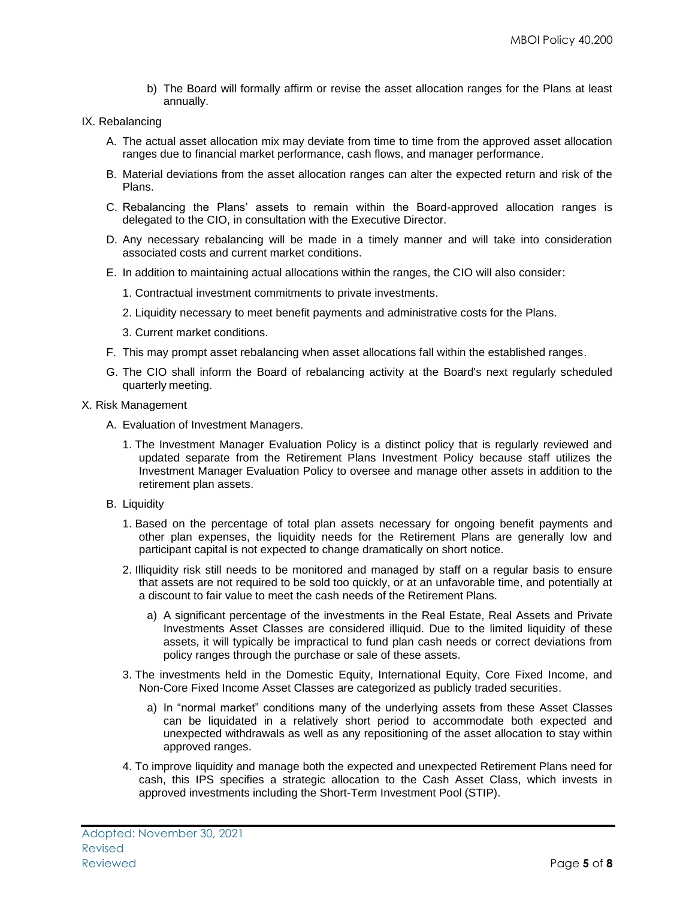b) The Board will formally affirm or revise the asset allocation ranges for the Plans at least annually.

## IX. Rebalancing

A. The actual asset allocation mix may deviate from time to time from the approved asset allocation ranges due to financial market performance, cash flows, and manager performance.

B. Material deviations from the asset allocation ranges can alter the expected return and risk of the Plans.

C. Rebalancing the Plans' assets to remain within the Board-approved allocation ranges is delegated to the CIO, in consultation with the Executive Director.

D. Any necessary rebalancing will be made in a timely manner and will take into consideration associated costs and current market conditions.

E. In addition to maintaining actual allocations within the ranges, the CIO will also consider:

1. Contractual investment commitments to private investments.

2. Liquidity necessary to meet benefit payments and administrative costs for the Plans.

3. Current market conditions.

F. This may prompt asset rebalancing when asset allocations fall within the established ranges.

G. The CIO shall inform the Board of rebalancing activity at the Board's next regularly scheduled quarterly meeting.

## X. Risk Management

A. Evaluation of Investment Managers.

1. The Investment Manager Evaluation Policy is a distinct policy that is regularly reviewed and updated separate from the Retirement Plans Investment Policy because staff utilizes the Investment Manager Evaluation Policy to oversee and manage other assets in addition to the retirement plan assets.

B. Liquidity

1. Based on the percentage of total plan assets necessary for ongoing benefit payments and other plan expenses, the liquidity needs for the Retirement Plans are generally low and participant capital is not expected to change dramatically on short notice.

2. Illiquidity risk still needs to be monitored and managed by staff on a regular basis to ensure that assets are not required to be sold too quickly, or at an unfavorable time, and potentially at a discount to fair value to meet the cash needs of the Retirement Plans.

   a) A significant percentage of the investments in the Real Estate, Real Assets and Private Investments Asset Classes are considered illiquid. Due to the limited liquidity of these assets, it will typically be impractical to fund plan cash needs or correct deviations from policy ranges through the purchase or sale of these assets.

3. The investments held in the Domestic Equity, International Equity, Core Fixed Income, and Non-Core Fixed Income Asset Classes are categorized as publicly traded securities.

   a) In "normal market" conditions many of the underlying assets from these Asset Classes can be liquidated in a relatively short period to accommodate both expected and unexpected withdrawals as well as any repositioning of the asset allocation to stay within approved ranges.

4. To improve liquidity and manage both the expected and unexpected Retirement Plans need for cash, this IPS specifies a strategic allocation to the Cash Asset Class, which invests in approved investments including the Short-Term Investment Pool (STIP).

Adopted: November 30, 2021
Revised
Reviewed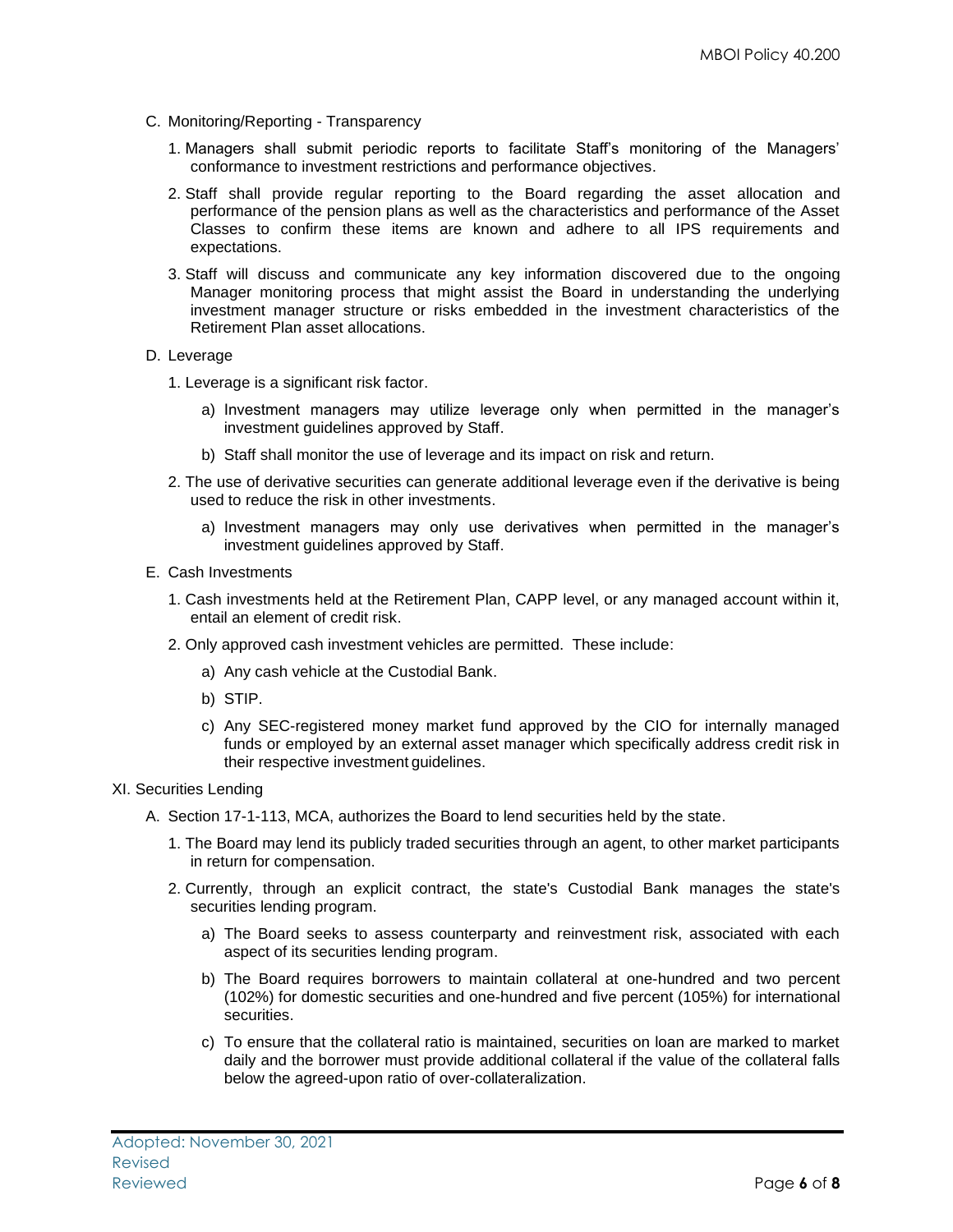C. Monitoring/Reporting - Transparency

1. Managers shall submit periodic reports to facilitate Staff's monitoring of the Managers' conformance to investment restrictions and performance objectives.

2. Staff shall provide regular reporting to the Board regarding the asset allocation and performance of the pension plans as well as the characteristics and performance of the Asset Classes to confirm these items are known and adhere to all IPS requirements and expectations.

3. Staff will discuss and communicate any key information discovered due to the ongoing Manager monitoring process that might assist the Board in understanding the underlying investment manager structure or risks embedded in the investment characteristics of the Retirement Plan asset allocations.

D. Leverage

1. Leverage is a significant risk factor.

   a) Investment managers may utilize leverage only when permitted in the manager's investment guidelines approved by Staff.

   b) Staff shall monitor the use of leverage and its impact on risk and return.

2. The use of derivative securities can generate additional leverage even if the derivative is being used to reduce the risk in other investments.

   a) Investment managers may only use derivatives when permitted in the manager's investment guidelines approved by Staff.

E. Cash Investments

1. Cash investments held at the Retirement Plan, CAPP level, or any managed account within it, entail an element of credit risk.

2. Only approved cash investment vehicles are permitted. These include:

   a) Any cash vehicle at the Custodial Bank.

   b) STIP.

   c) Any SEC-registered money market fund approved by the CIO for internally managed funds or employed by an external asset manager which specifically address credit risk in their respective investment guidelines.

XI. Securities Lending

A. Section 17-1-113, MCA, authorizes the Board to lend securities held by the state.

1. The Board may lend its publicly traded securities through an agent, to other market participants in return for compensation.

2. Currently, through an explicit contract, the state's Custodial Bank manages the state's securities lending program.

   a) The Board seeks to assess counterparty and reinvestment risk, associated with each aspect of its securities lending program.

   b) The Board requires borrowers to maintain collateral at one-hundred and two percent (102%) for domestic securities and one-hundred and five percent (105%) for international securities.

   c) To ensure that the collateral ratio is maintained, securities on loan are marked to market daily and the borrower must provide additional collateral if the value of the collateral falls below the agreed-upon ratio of over-collateralization.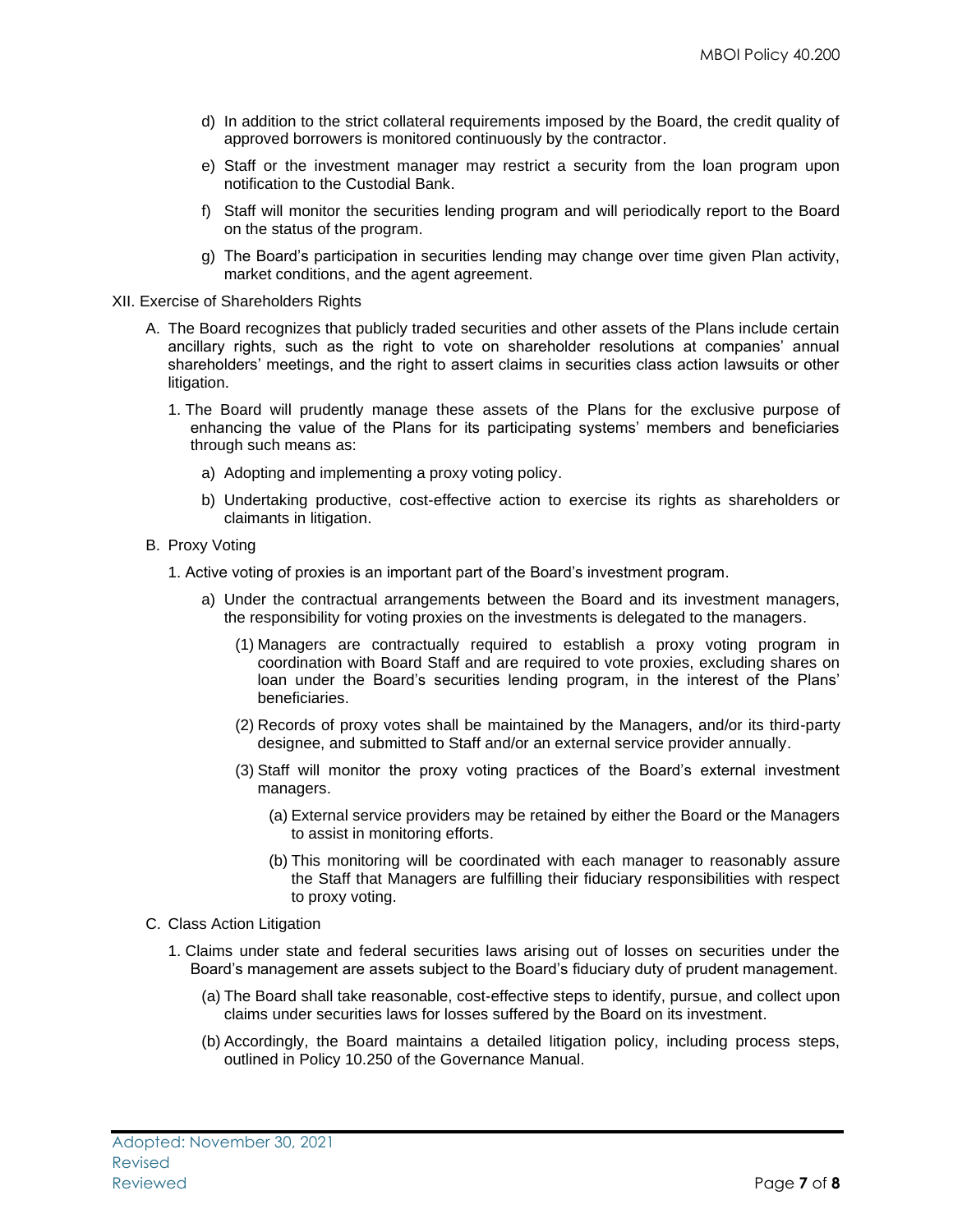d) In addition to the strict collateral requirements imposed by the Board, the credit quality of approved borrowers is monitored continuously by the contractor.

e) Staff or the investment manager may restrict a security from the loan program upon notification to the Custodial Bank.

f) Staff will monitor the securities lending program and will periodically report to the Board on the status of the program.

g) The Board's participation in securities lending may change over time given Plan activity, market conditions, and the agent agreement.

XII. Exercise of Shareholders Rights

A. The Board recognizes that publicly traded securities and other assets of the Plans include certain ancillary rights, such as the right to vote on shareholder resolutions at companies' annual shareholders' meetings, and the right to assert claims in securities class action lawsuits or other litigation.

1. The Board will prudently manage these assets of the Plans for the exclusive purpose of enhancing the value of the Plans for its participating systems' members and beneficiaries through such means as:

a) Adopting and implementing a proxy voting policy.

b) Undertaking productive, cost-effective action to exercise its rights as shareholders or claimants in litigation.

B. Proxy Voting

1. Active voting of proxies is an important part of the Board's investment program.

a) Under the contractual arrangements between the Board and its investment managers, the responsibility for voting proxies on the investments is delegated to the managers.

(1) Managers are contractually required to establish a proxy voting program in coordination with Board Staff and are required to vote proxies, excluding shares on loan under the Board's securities lending program, in the interest of the Plans' beneficiaries.

(2) Records of proxy votes shall be maintained by the Managers, and/or its third-party designee, and submitted to Staff and/or an external service provider annually.

(3) Staff will monitor the proxy voting practices of the Board's external investment managers.

(a) External service providers may be retained by either the Board or the Managers to assist in monitoring efforts.

(b) This monitoring will be coordinated with each manager to reasonably assure the Staff that Managers are fulfilling their fiduciary responsibilities with respect to proxy voting.

C. Class Action Litigation

1. Claims under state and federal securities laws arising out of losses on securities under the Board's management are assets subject to the Board's fiduciary duty of prudent management.

(a) The Board shall take reasonable, cost-effective steps to identify, pursue, and collect upon claims under securities laws for losses suffered by the Board on its investment.

(b) Accordingly, the Board maintains a detailed litigation policy, including process steps, outlined in Policy 10.250 of the Governance Manual.

Adopted: November 30, 2021
Revised
Reviewed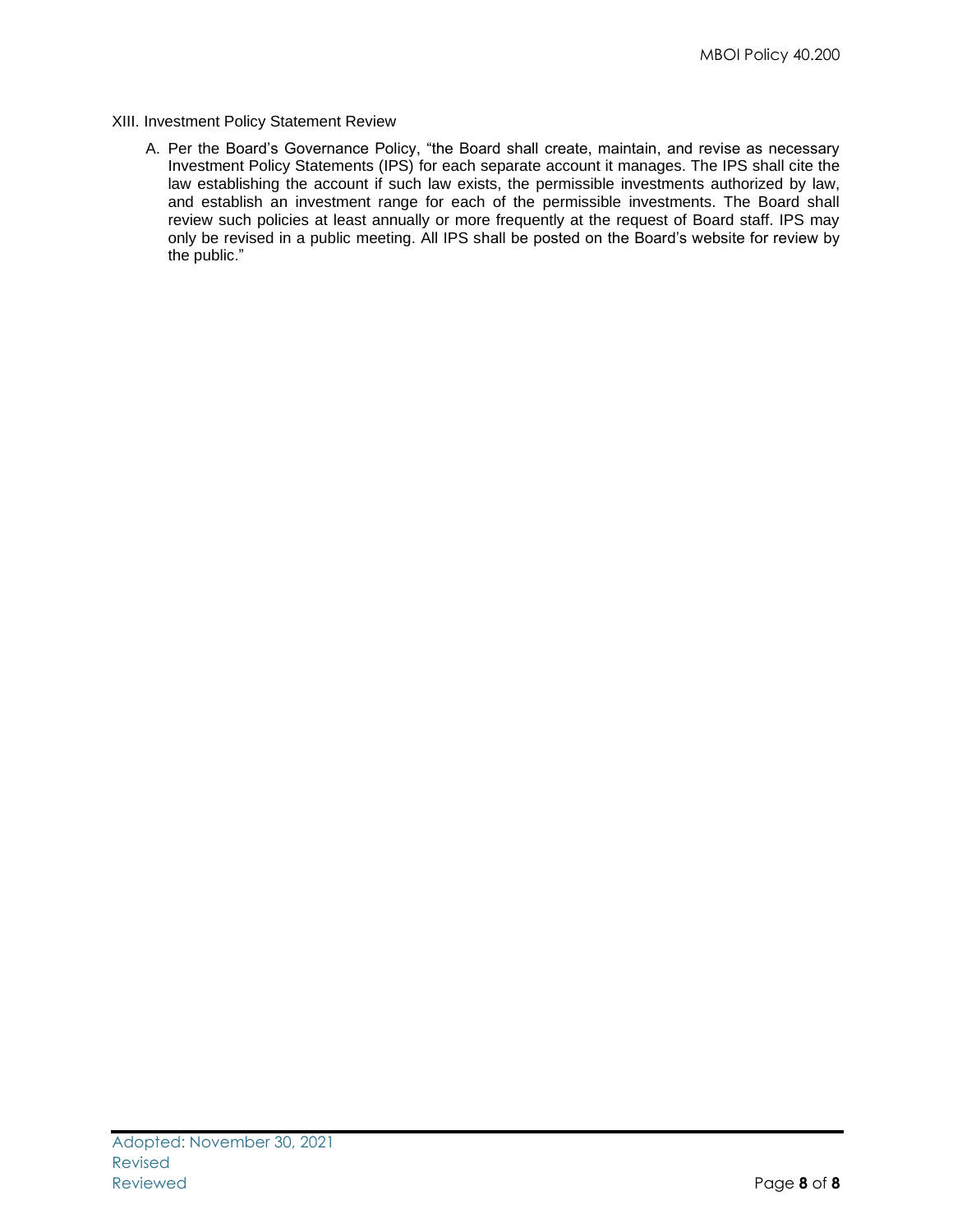## XIII. Investment Policy Statement Review

A. Per the Board's Governance Policy, "the Board shall create, maintain, and revise as necessary Investment Policy Statements (IPS) for each separate account it manages. The IPS shall cite the law establishing the account if such law exists, the permissible investments authorized by law, and establish an investment range for each of the permissible investments. The Board shall review such policies at least annually or more frequently at the request of Board staff. IPS may only be revised in a public meeting. All IPS shall be posted on the Board's website for review by the public."

Adopted: November 30, 2021
Revised
Reviewed